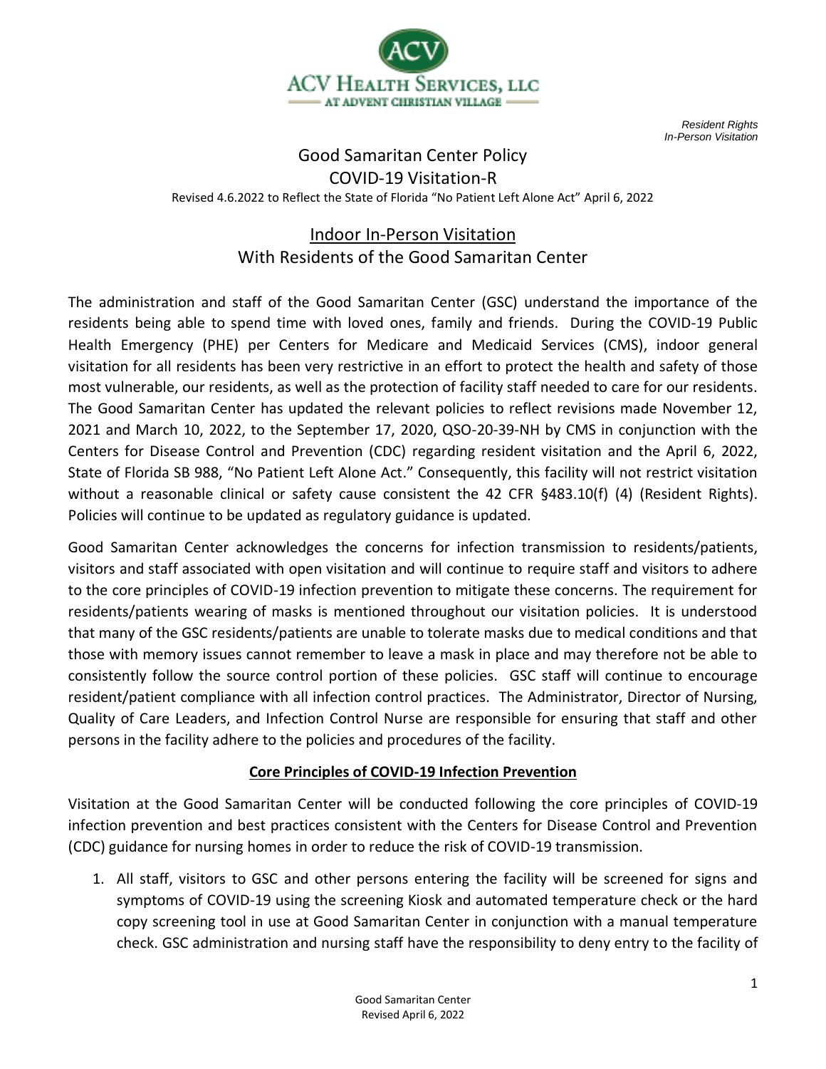ACV HEALTH SERVICES, LLC
AT ADVENT CHRISTIAN VILLAGE

*Resident Rights*
*In-Person Visitation*

# Good Samaritan Center Policy
# COVID-19 Visitation-R

Revised 4.6.2022 to Reflect the State of Florida "No Patient Left Alone Act" April 6, 2022

## <u>Indoor In-Person Visitation</u>
## With Residents of the Good Samaritan Center

The administration and staff of the Good Samaritan Center (GSC) understand the importance of the residents being able to spend time with loved ones, family and friends. During the COVID-19 Public Health Emergency (PHE) per Centers for Medicare and Medicaid Services (CMS), indoor general visitation for all residents has been very restrictive in an effort to protect the health and safety of those most vulnerable, our residents, as well as the protection of facility staff needed to care for our residents. The Good Samaritan Center has updated the relevant policies to reflect revisions made November 12, 2021 and March 10, 2022, to the September 17, 2020, QSO-20-39-NH by CMS in conjunction with the Centers for Disease Control and Prevention (CDC) regarding resident visitation and the April 6, 2022, State of Florida SB 988, "No Patient Left Alone Act." Consequently, this facility will not restrict visitation without a reasonable clinical or safety cause consistent the 42 CFR §483.10(f) (4) (Resident Rights). Policies will continue to be updated as regulatory guidance is updated.

Good Samaritan Center acknowledges the concerns for infection transmission to residents/patients, visitors and staff associated with open visitation and will continue to require staff and visitors to adhere to the core principles of COVID-19 infection prevention to mitigate these concerns. The requirement for residents/patients wearing of masks is mentioned throughout our visitation policies. It is understood that many of the GSC residents/patients are unable to tolerate masks due to medical conditions and that those with memory issues cannot remember to leave a mask in place and may therefore not be able to consistently follow the source control portion of these policies. GSC staff will continue to encourage resident/patient compliance with all infection control practices. The Administrator, Director of Nursing, Quality of Care Leaders, and Infection Control Nurse are responsible for ensuring that staff and other persons in the facility adhere to the policies and procedures of the facility.

### <u>Core Principles of COVID-19 Infection Prevention</u>

Visitation at the Good Samaritan Center will be conducted following the core principles of COVID-19 infection prevention and best practices consistent with the Centers for Disease Control and Prevention (CDC) guidance for nursing homes in order to reduce the risk of COVID-19 transmission.

1. All staff, visitors to GSC and other persons entering the facility will be screened for signs and symptoms of COVID-19 using the screening Kiosk and automated temperature check or the hard copy screening tool in use at Good Samaritan Center in conjunction with a manual temperature check. GSC administration and nursing staff have the responsibility to deny entry to the facility of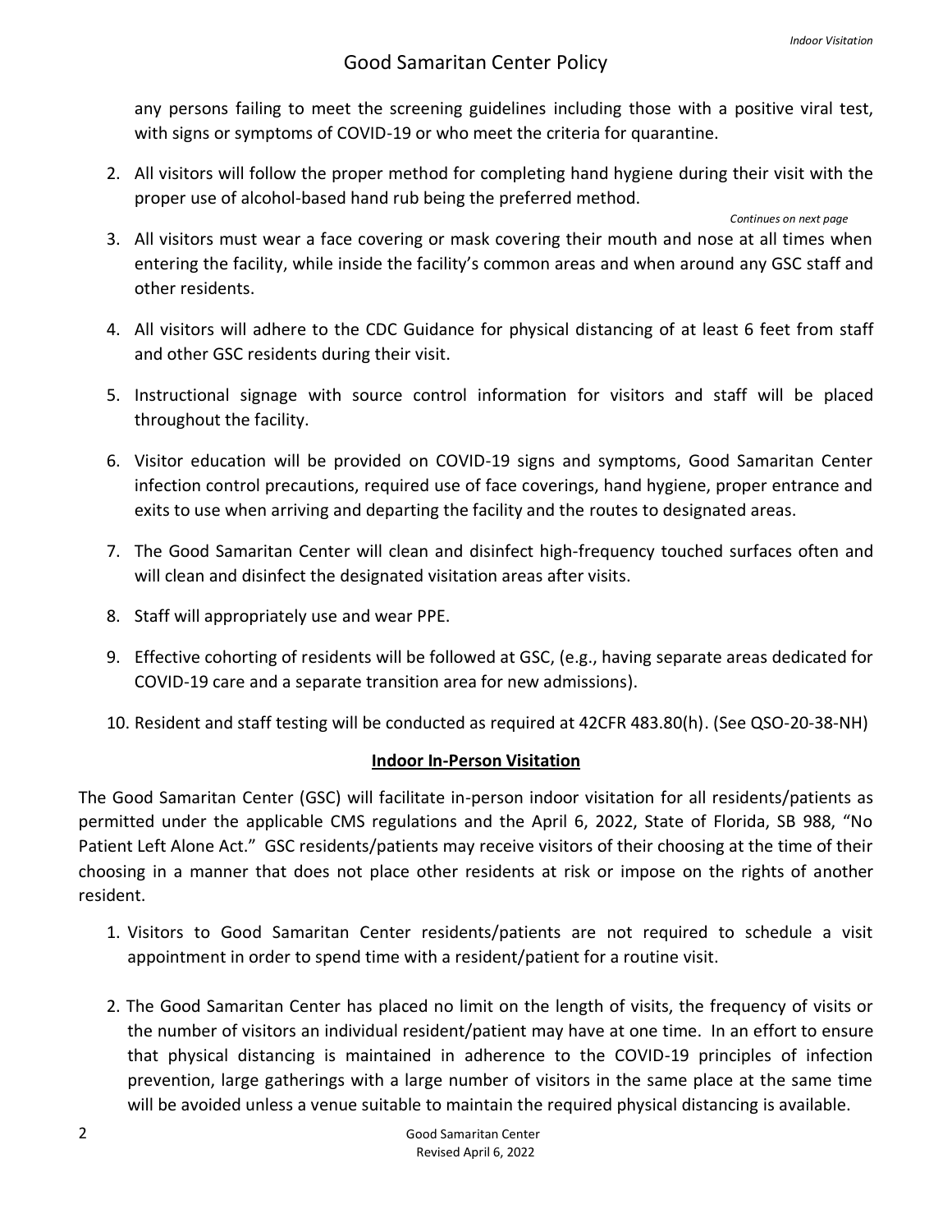any persons failing to meet the screening guidelines including those with a positive viral test, with signs or symptoms of COVID-19 or who meet the criteria for quarantine.

2. All visitors will follow the proper method for completing hand hygiene during their visit with the proper use of alcohol-based hand rub being the preferred method.

*Continues on next page*

3. All visitors must wear a face covering or mask covering their mouth and nose at all times when entering the facility, while inside the facility's common areas and when around any GSC staff and other residents.

4. All visitors will adhere to the CDC Guidance for physical distancing of at least 6 feet from staff and other GSC residents during their visit.

5. Instructional signage with source control information for visitors and staff will be placed throughout the facility.

6. Visitor education will be provided on COVID-19 signs and symptoms, Good Samaritan Center infection control precautions, required use of face coverings, hand hygiene, proper entrance and exits to use when arriving and departing the facility and the routes to designated areas.

7. The Good Samaritan Center will clean and disinfect high-frequency touched surfaces often and will clean and disinfect the designated visitation areas after visits.

8. Staff will appropriately use and wear PPE.

9. Effective cohorting of residents will be followed at GSC, (e.g., having separate areas dedicated for COVID-19 care and a separate transition area for new admissions).

10. Resident and staff testing will be conducted as required at 42CFR 483.80(h). (See QSO-20-38-NH)

## Indoor In-Person Visitation

The Good Samaritan Center (GSC) will facilitate in-person indoor visitation for all residents/patients as permitted under the applicable CMS regulations and the April 6, 2022, State of Florida, SB 988, "No Patient Left Alone Act." GSC residents/patients may receive visitors of their choosing at the time of their choosing in a manner that does not place other residents at risk or impose on the rights of another resident.

1. Visitors to Good Samaritan Center residents/patients are not required to schedule a visit appointment in order to spend time with a resident/patient for a routine visit.

2. The Good Samaritan Center has placed no limit on the length of visits, the frequency of visits or the number of visitors an individual resident/patient may have at one time. In an effort to ensure that physical distancing is maintained in adherence to the COVID-19 principles of infection prevention, large gatherings with a large number of visitors in the same place at the same time will be avoided unless a venue suitable to maintain the required physical distancing is available.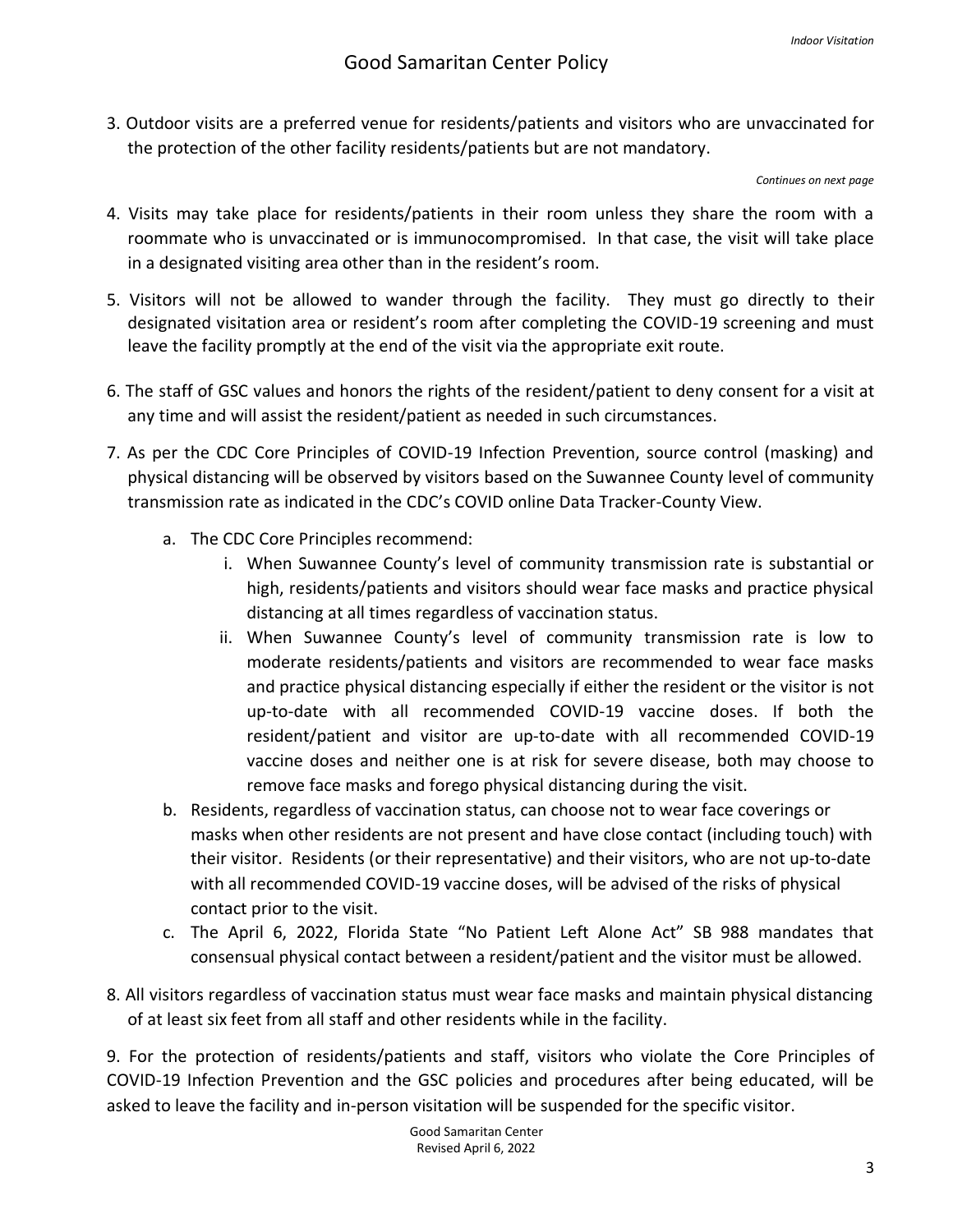3. Outdoor visits are a preferred venue for residents/patients and visitors who are unvaccinated for the protection of the other facility residents/patients but are not mandatory.

*Continues on next page*

4. Visits may take place for residents/patients in their room unless they share the room with a roommate who is unvaccinated or is immunocompromised. In that case, the visit will take place in a designated visiting area other than in the resident's room.

5. Visitors will not be allowed to wander through the facility. They must go directly to their designated visitation area or resident's room after completing the COVID-19 screening and must leave the facility promptly at the end of the visit via the appropriate exit route.

6. The staff of GSC values and honors the rights of the resident/patient to deny consent for a visit at any time and will assist the resident/patient as needed in such circumstances.

7. As per the CDC Core Principles of COVID-19 Infection Prevention, source control (masking) and physical distancing will be observed by visitors based on the Suwannee County level of community transmission rate as indicated in the CDC's COVID online Data Tracker-County View.
    a. The CDC Core Principles recommend:
        i. When Suwannee County's level of community transmission rate is substantial or high, residents/patients and visitors should wear face masks and practice physical distancing at all times regardless of vaccination status.
        ii. When Suwannee County's level of community transmission rate is low to moderate residents/patients and visitors are recommended to wear face masks and practice physical distancing especially if either the resident or the visitor is not up-to-date with all recommended COVID-19 vaccine doses. If both the resident/patient and visitor are up-to-date with all recommended COVID-19 vaccine doses and neither one is at risk for severe disease, both may choose to remove face masks and forego physical distancing during the visit.
    b. Residents, regardless of vaccination status, can choose not to wear face coverings or masks when other residents are not present and have close contact (including touch) with their visitor. Residents (or their representative) and their visitors, who are not up-to-date with all recommended COVID-19 vaccine doses, will be advised of the risks of physical contact prior to the visit.
    c. The April 6, 2022, Florida State "No Patient Left Alone Act" SB 988 mandates that consensual physical contact between a resident/patient and the visitor must be allowed.

8. All visitors regardless of vaccination status must wear face masks and maintain physical distancing of at least six feet from all staff and other residents while in the facility.

9. For the protection of residents/patients and staff, visitors who violate the Core Principles of COVID-19 Infection Prevention and the GSC policies and procedures after being educated, will be asked to leave the facility and in-person visitation will be suspended for the specific visitor.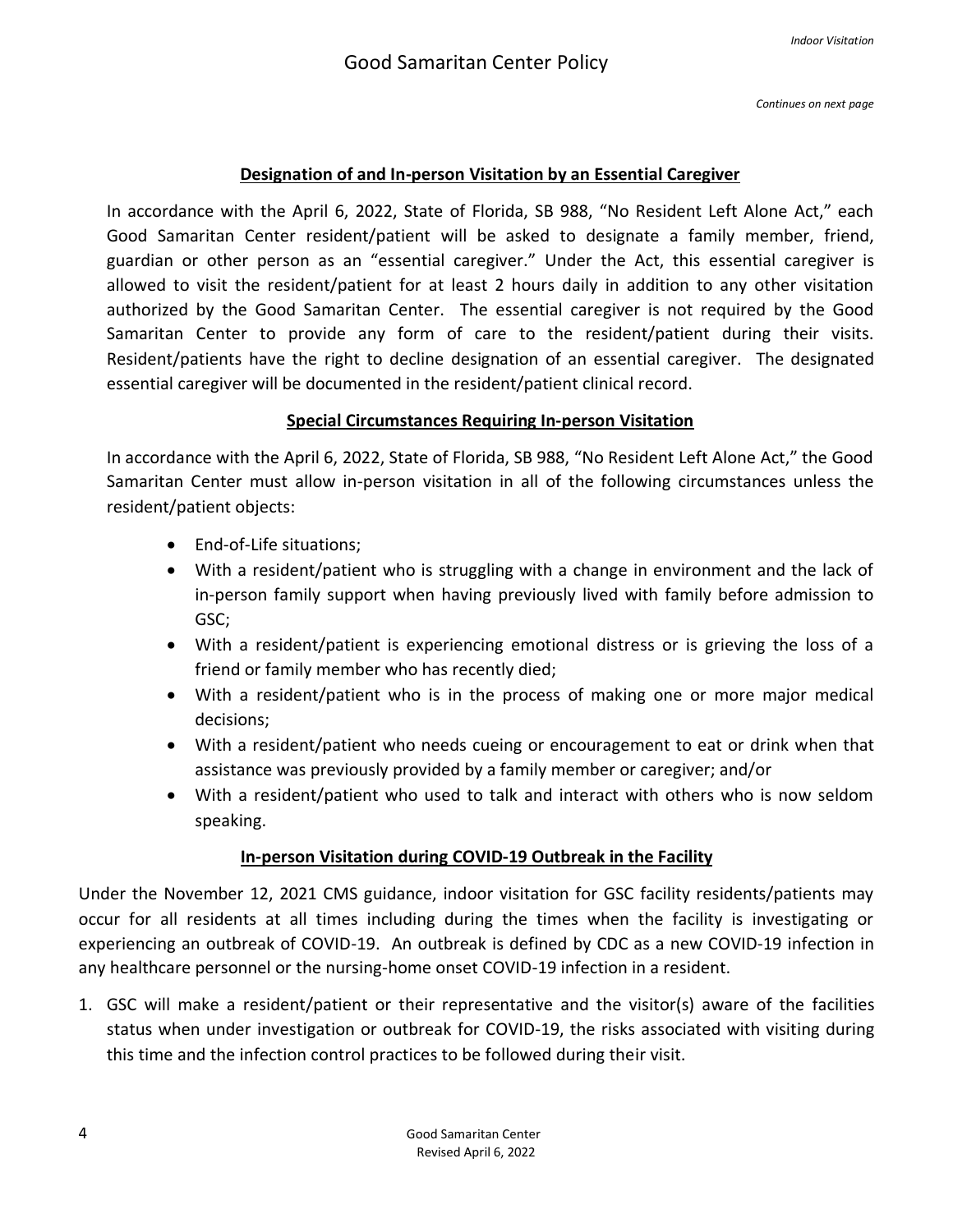*Continues on next page*

## Designation of and In-person Visitation by an Essential Caregiver

In accordance with the April 6, 2022, State of Florida, SB 988, "No Resident Left Alone Act," each Good Samaritan Center resident/patient will be asked to designate a family member, friend, guardian or other person as an "essential caregiver." Under the Act, this essential caregiver is allowed to visit the resident/patient for at least 2 hours daily in addition to any other visitation authorized by the Good Samaritan Center. The essential caregiver is not required by the Good Samaritan Center to provide any form of care to the resident/patient during their visits. Resident/patients have the right to decline designation of an essential caregiver. The designated essential caregiver will be documented in the resident/patient clinical record.

## Special Circumstances Requiring In-person Visitation

In accordance with the April 6, 2022, State of Florida, SB 988, "No Resident Left Alone Act," the Good Samaritan Center must allow in-person visitation in all of the following circumstances unless the resident/patient objects:

- End-of-Life situations;
- With a resident/patient who is struggling with a change in environment and the lack of in-person family support when having previously lived with family before admission to GSC;
- With a resident/patient is experiencing emotional distress or is grieving the loss of a friend or family member who has recently died;
- With a resident/patient who is in the process of making one or more major medical decisions;
- With a resident/patient who needs cueing or encouragement to eat or drink when that assistance was previously provided by a family member or caregiver; and/or
- With a resident/patient who used to talk and interact with others who is now seldom speaking.

## In-person Visitation during COVID-19 Outbreak in the Facility

Under the November 12, 2021 CMS guidance, indoor visitation for GSC facility residents/patients may occur for all residents at all times including during the times when the facility is investigating or experiencing an outbreak of COVID-19. An outbreak is defined by CDC as a new COVID-19 infection in any healthcare personnel or the nursing-home onset COVID-19 infection in a resident.

1. GSC will make a resident/patient or their representative and the visitor(s) aware of the facilities status when under investigation or outbreak for COVID-19, the risks associated with visiting during this time and the infection control practices to be followed during their visit.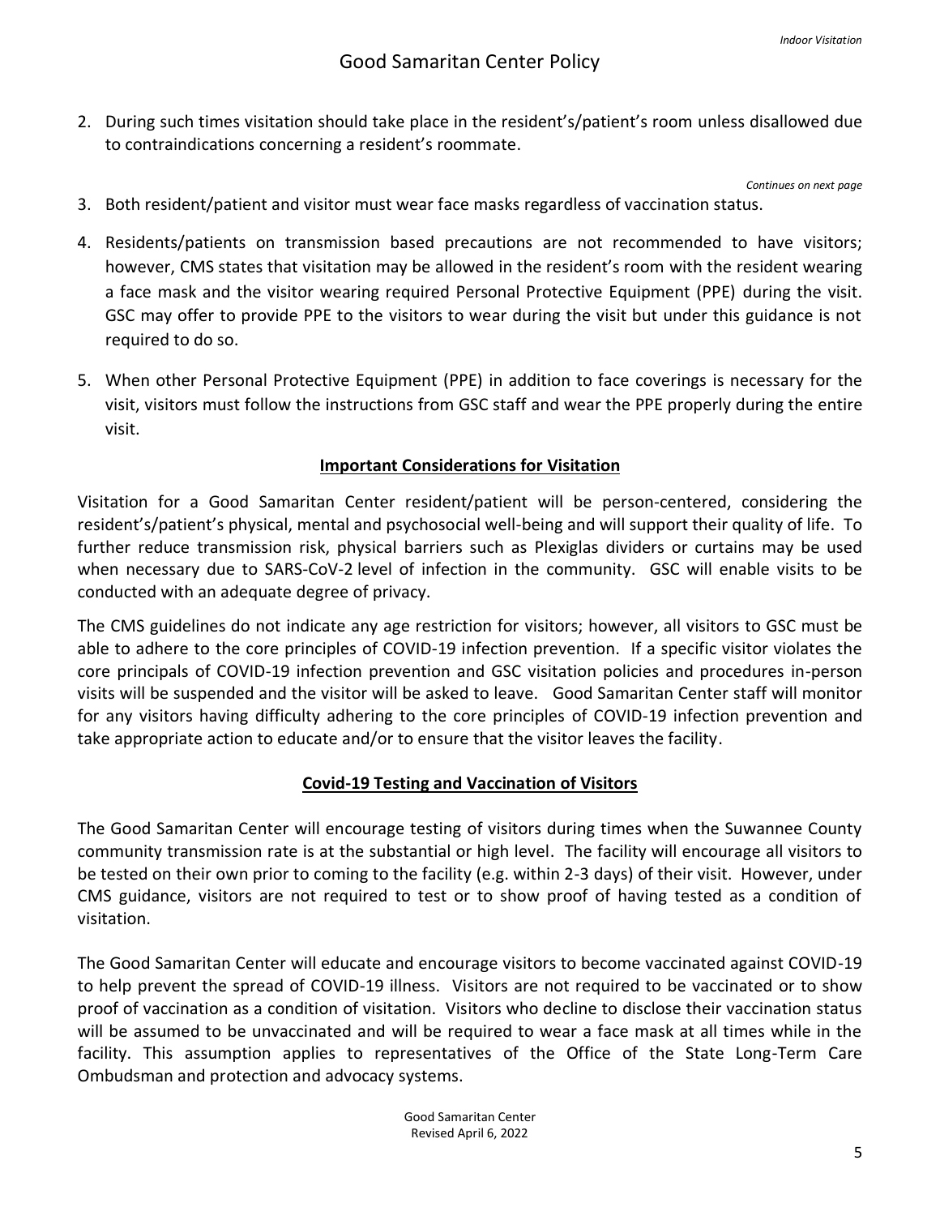2. During such times visitation should take place in the resident's/patient's room unless disallowed due to contraindications concerning a resident's roommate.

*Continues on next page*

3. Both resident/patient and visitor must wear face masks regardless of vaccination status.
4. Residents/patients on transmission based precautions are not recommended to have visitors; however, CMS states that visitation may be allowed in the resident's room with the resident wearing a face mask and the visitor wearing required Personal Protective Equipment (PPE) during the visit. GSC may offer to provide PPE to the visitors to wear during the visit but under this guidance is not required to do so.
5. When other Personal Protective Equipment (PPE) in addition to face coverings is necessary for the visit, visitors must follow the instructions from GSC staff and wear the PPE properly during the entire visit.

## Important Considerations for Visitation

Visitation for a Good Samaritan Center resident/patient will be person-centered, considering the resident's/patient's physical, mental and psychosocial well-being and will support their quality of life. To further reduce transmission risk, physical barriers such as Plexiglas dividers or curtains may be used when necessary due to SARS-CoV-2 level of infection in the community. GSC will enable visits to be conducted with an adequate degree of privacy.

The CMS guidelines do not indicate any age restriction for visitors; however, all visitors to GSC must be able to adhere to the core principles of COVID-19 infection prevention. If a specific visitor violates the core principals of COVID-19 infection prevention and GSC visitation policies and procedures in-person visits will be suspended and the visitor will be asked to leave. Good Samaritan Center staff will monitor for any visitors having difficulty adhering to the core principles of COVID-19 infection prevention and take appropriate action to educate and/or to ensure that the visitor leaves the facility.

## Covid-19 Testing and Vaccination of Visitors

The Good Samaritan Center will encourage testing of visitors during times when the Suwannee County community transmission rate is at the substantial or high level. The facility will encourage all visitors to be tested on their own prior to coming to the facility (e.g. within 2-3 days) of their visit. However, under CMS guidance, visitors are not required to test or to show proof of having tested as a condition of visitation.

The Good Samaritan Center will educate and encourage visitors to become vaccinated against COVID-19 to help prevent the spread of COVID-19 illness. Visitors are not required to be vaccinated or to show proof of vaccination as a condition of visitation. Visitors who decline to disclose their vaccination status will be assumed to be unvaccinated and will be required to wear a face mask at all times while in the facility. This assumption applies to representatives of the Office of the State Long-Term Care Ombudsman and protection and advocacy systems.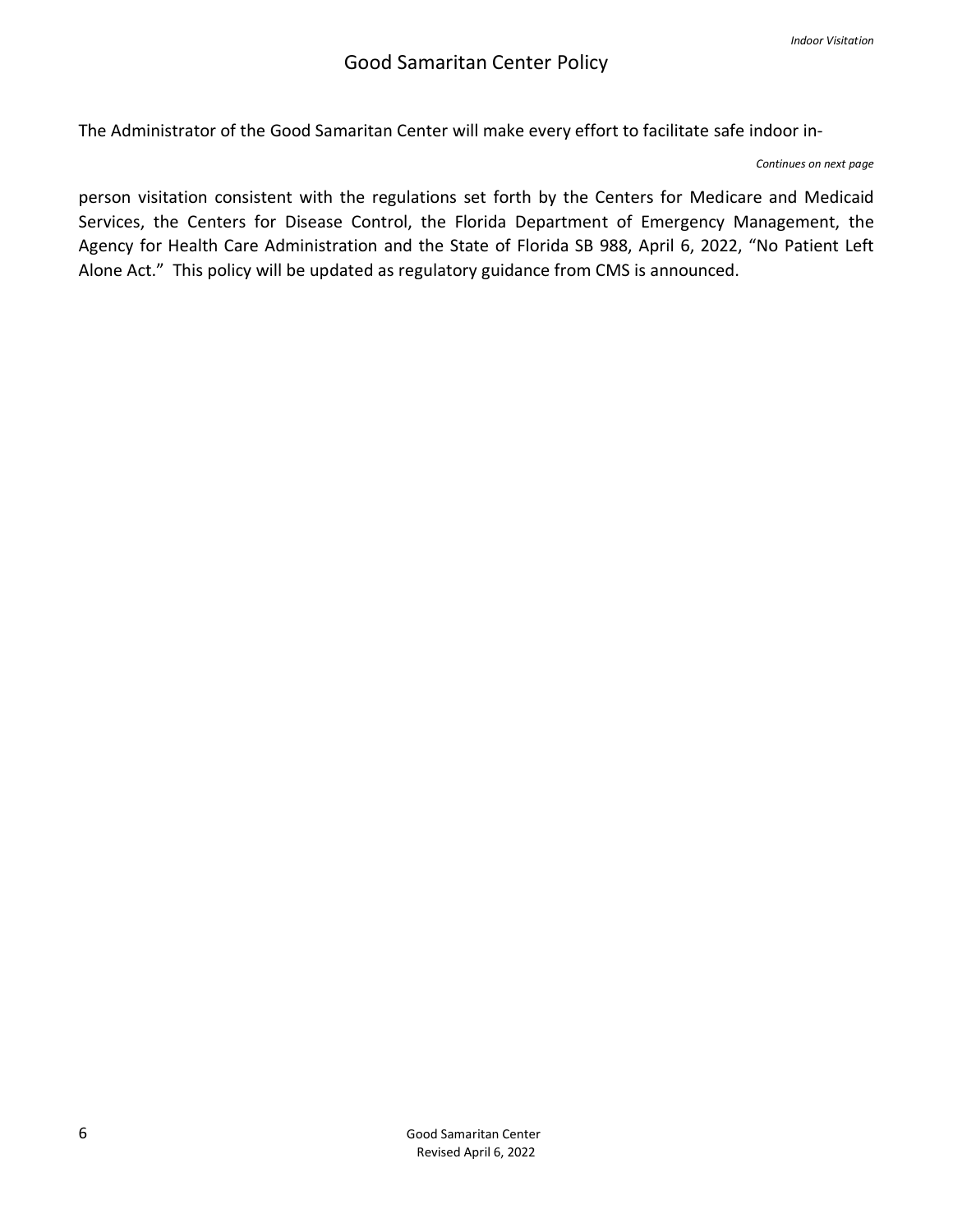# Good Samaritan Center Policy

The Administrator of the Good Samaritan Center will make every effort to facilitate safe indoor in-

*Continues on next page*

person visitation consistent with the regulations set forth by the Centers for Medicare and Medicaid Services, the Centers for Disease Control, the Florida Department of Emergency Management, the Agency for Health Care Administration and the State of Florida SB 988, April 6, 2022, "No Patient Left Alone Act." This policy will be updated as regulatory guidance from CMS is announced.